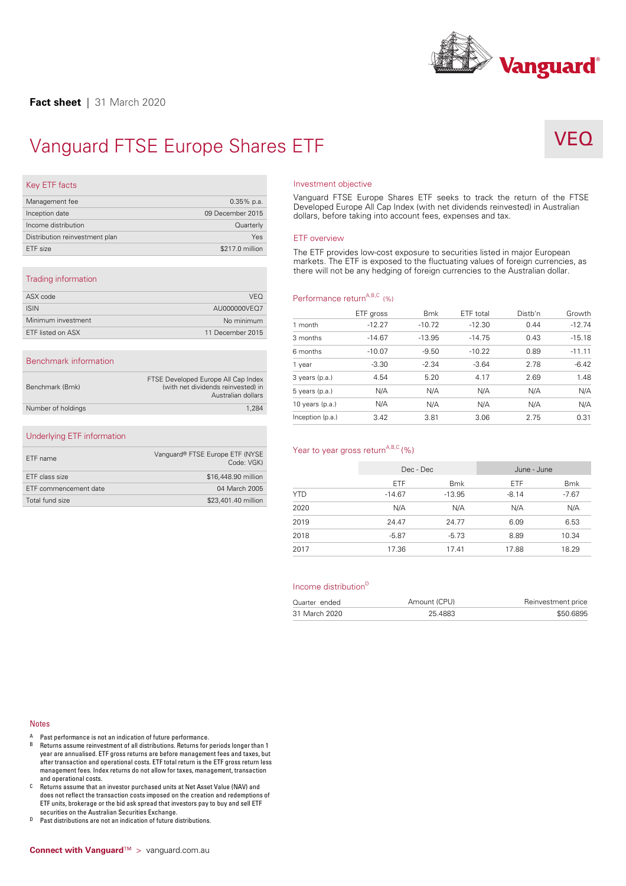**Fact sheet** | 31 March 2020

# Vanguard FTSE Europe Shares ETF

VEQ

## Key ETF facts

| | |
|---|---|
| Management fee | 0.35% p.a. |
| Inception date | 09 December 2015 |
| Income distribution | Quarterly |
| Distribution reinvestment plan | Yes |
| ETF size | $217.0 million |

## Trading information

| | |
|---|---|
| ASX code | VEQ |
| ISIN | AU000000VEQ7 |
| Minimum investment | No minimum |
| ETF listed on ASX | 11 December 2015 |

## Benchmark information

| | |
|---|---|
| Benchmark (Bmk) | FTSE Developed Europe All Cap Index (with net dividends reinvested) in Australian dollars |
| Number of holdings | 1,284 |

## Underlying ETF information

| | |
|---|---|
| ETF name | Vanguard® FTSE Europe ETF (NYSE Code: VGK) |
| ETF class size | $16,448.90 million |
| ETF commencement date | 04 March 2005 |
| Total fund size | $23,401.40 million |

## Investment objective

Vanguard FTSE Europe Shares ETF seeks to track the return of the FTSE Developed Europe All Cap Index (with net dividends reinvested) in Australian dollars, before taking into account fees, expenses and tax.

## ETF overview

The ETF provides low-cost exposure to securities listed in major European markets. The ETF is exposed to the fluctuating values of foreign currencies, as there will not be any hedging of foreign currencies to the Australian dollar.

## Performance return[A,B,C] (%)

| | ETF gross | Bmk | ETF total | Distb'n | Growth |
|---|---|---|---|---|---|
| 1 month | -12.27 | -10.72 | -12.30 | 0.44 | -12.74 |
| 3 months | -14.67 | -13.95 | -14.75 | 0.43 | -15.18 |
| 6 months | -10.07 | -9.50 | -10.22 | 0.89 | -11.11 |
| 1 year | -3.30 | -2.34 | -3.64 | 2.78 | -6.42 |
| 3 years (p.a.) | 4.54 | 5.20 | 4.17 | 2.69 | 1.48 |
| 5 years (p.a.) | N/A | N/A | N/A | N/A | N/A |
| 10 years (p.a.) | N/A | N/A | N/A | N/A | N/A |
| Inception (p.a.) | 3.42 | 3.81 | 3.06 | 2.75 | 0.31 |

## Year to year gross return[A,B,C] (%)

| | Dec - Dec | | June - June | |
|---|---|---|---|---|
| | ETF | Bmk | ETF | Bmk |
| YTD | -14.67 | -13.95 | -8.14 | -7.67 |
| 2020 | N/A | N/A | N/A | N/A |
| 2019 | 24.47 | 24.77 | 6.09 | 6.53 |
| 2018 | -5.87 | -5.73 | 8.89 | 10.34 |
| 2017 | 17.36 | 17.41 | 17.88 | 18.29 |

## Income distribution[D]

| Quarter ended | Amount (CPU) | Reinvestment price |
|---|---|---|
| 31 March 2020 | 25.4883 | $50.6895 |

## Notes

A Past performance is not an indication of future performance.

B Returns assume reinvestment of all distributions. Returns for periods longer than 1 year are annualised. ETF gross returns are before management fees and taxes, but after transaction and operational costs. ETF total return is the ETF gross return less management fees. Index returns do not allow for taxes, management, transaction and operational costs.

C Returns assume that an investor purchased units at Net Asset Value (NAV) and does not reflect the transaction costs imposed on the creation and redemptions of ETF units, brokerage or the bid ask spread that investors pay to buy and sell ETF securities on the Australian Securities Exchange.

D Past distributions are not an indication of future distributions.

**Connect with Vanguard**™ > vanguard.com.au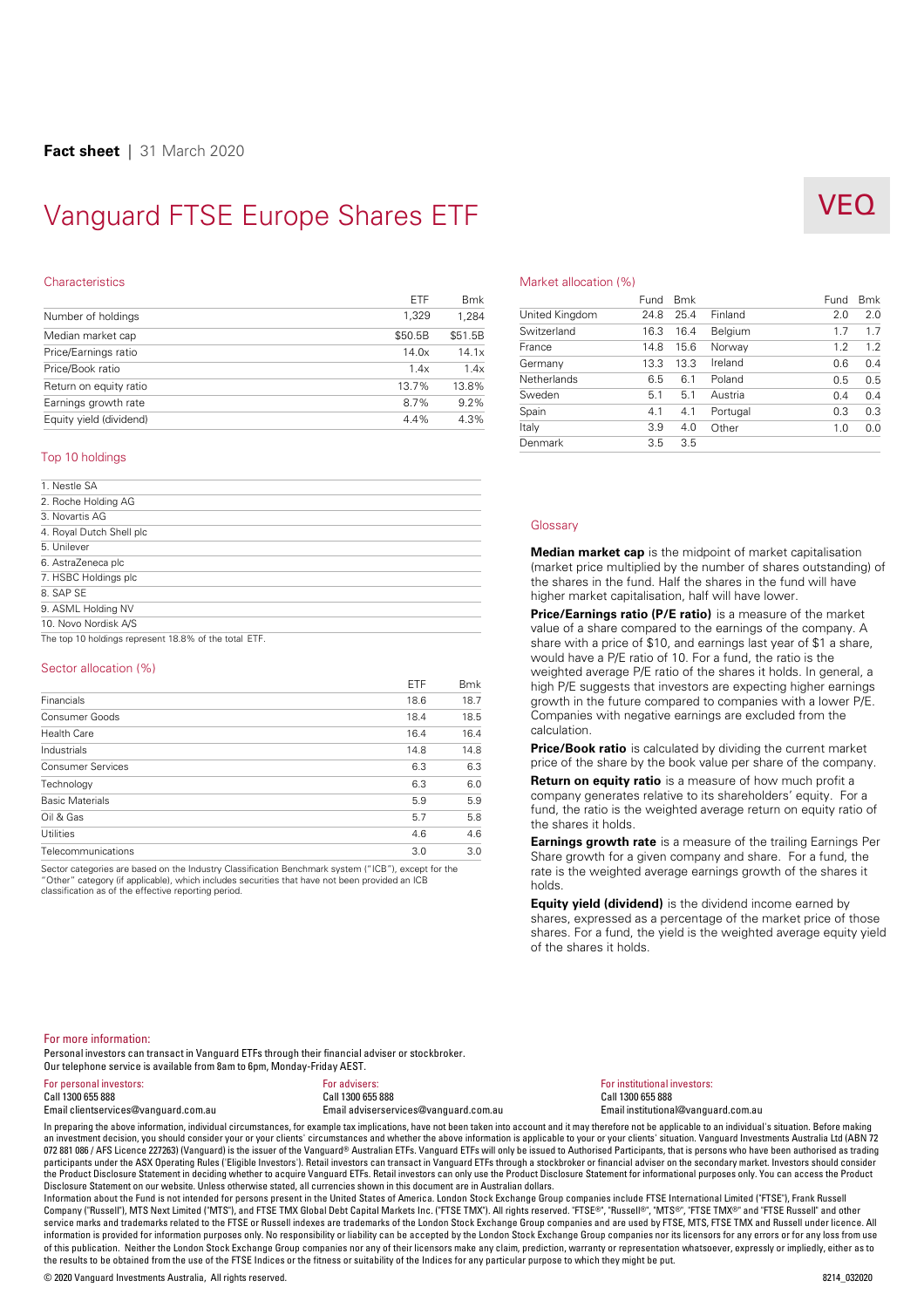**Fact sheet** | 31 March 2020

# Vanguard FTSE Europe Shares ETF

VEQ

## Characteristics

| | ETF | Bmk |
|---|---|---|
| Number of holdings | 1,329 | 1,284 |
| Median market cap | $50.5B | $51.5B |
| Price/Earnings ratio | 14.0x | 14.1x |
| Price/Book ratio | 1.4x | 1.4x |
| Return on equity ratio | 13.7% | 13.8% |
| Earnings growth rate | 8.7% | 9.2% |
| Equity yield (dividend) | 4.4% | 4.3% |

## Top 10 holdings

1. Nestle SA
2. Roche Holding AG
3. Novartis AG
4. Royal Dutch Shell plc
5. Unilever
6. AstraZeneca plc
7. HSBC Holdings plc
8. SAP SE
9. ASML Holding NV
10. Novo Nordisk A/S

The top 10 holdings represent 18.8% of the total ETF.

## Sector allocation (%)

| | ETF | Bmk |
|---|---|---|
| Financials | 18.6 | 18.7 |
| Consumer Goods | 18.4 | 18.5 |
| Health Care | 16.4 | 16.4 |
| Industrials | 14.8 | 14.8 |
| Consumer Services | 6.3 | 6.3 |
| Technology | 6.3 | 6.0 |
| Basic Materials | 5.9 | 5.9 |
| Oil & Gas | 5.7 | 5.8 |
| Utilities | 4.6 | 4.6 |
| Telecommunications | 3.0 | 3.0 |

Sector categories are based on the Industry Classification Benchmark system ("ICB"), except for the "Other" category (if applicable), which includes securities that have not been provided an ICB classification as of the effective reporting period.

## Market allocation (%)

| | Fund | Bmk | | Fund | Bmk |
|---|---|---|---|---|---|
| United Kingdom | 24.8 | 25.4 | Finland | 2.0 | 2.0 |
| Switzerland | 16.3 | 16.4 | Belgium | 1.7 | 1.7 |
| France | 14.8 | 15.6 | Norway | 1.2 | 1.2 |
| Germany | 13.3 | 13.3 | Ireland | 0.6 | 0.4 |
| Netherlands | 6.5 | 6.1 | Poland | 0.5 | 0.5 |
| Sweden | 5.1 | 5.1 | Austria | 0.4 | 0.4 |
| Spain | 4.1 | 4.1 | Portugal | 0.3 | 0.3 |
| Italy | 3.9 | 4.0 | Other | 1.0 | 0.0 |
| Denmark | 3.5 | 3.5 | | | |

## Glossary

**Median market cap** is the midpoint of market capitalisation (market price multiplied by the number of shares outstanding) of the shares in the fund. Half the shares in the fund will have higher market capitalisation, half will have lower.

**Price/Earnings ratio (P/E ratio)** is a measure of the market value of a share compared to the earnings of the company. A share with a price of $10, and earnings last year of $1 a share, would have a P/E ratio of 10. For a fund, the ratio is the weighted average P/E ratio of the shares it holds. In general, a high P/E suggests that investors are expecting higher earnings growth in the future compared to companies with a lower P/E. Companies with negative earnings are excluded from the calculation.

**Price/Book ratio** is calculated by dividing the current market price of the share by the book value per share of the company.

**Return on equity ratio** is a measure of how much profit a company generates relative to its shareholders' equity. For a fund, the ratio is the weighted average return on equity ratio of the shares it holds.

**Earnings growth rate** is a measure of the trailing Earnings Per Share growth for a given company and share. For a fund, the rate is the weighted average earnings growth of the shares it holds.

**Equity yield (dividend)** is the dividend income earned by shares, expressed as a percentage of the market price of those shares. For a fund, the yield is the weighted average equity yield of the shares it holds.

For more information:

Personal investors can transact in Vanguard ETFs through their financial adviser or stockbroker.
Our telephone service is available from 8am to 6pm, Monday-Friday AEST.

For personal investors:
Call 1300 655 888
Email clientservices@vanguard.com.au

For advisers:
Call 1300 655 888
Email adviserservices@vanguard.com.au

For institutional investors:
Call 1300 655 888
Email institutional@vanguard.com.au

In preparing the above information, individual circumstances, for example tax implications, have not been taken into account and it may therefore not be applicable to an individual's situation. Before making an investment decision, you should consider your or your clients' circumstances and whether the above information is applicable to your or your clients' situation. Vanguard Investments Australia Ltd (ABN 72 072 881 086 / AFS Licence 227263) (Vanguard) is the issuer of the Vanguard® Australian ETFs. Vanguard ETFs will only be issued to Authorised Participants, that is persons who have been authorised as trading participants under the ASX Operating Rules ('Eligible Investors'). Retail investors can transact in Vanguard ETFs through a stockbroker or financial adviser on the secondary market. Investors should consider the Product Disclosure Statement in deciding whether to acquire Vanguard ETFs. Retail investors can only use the Product Disclosure Statement for informational purposes only. You can access the Product Disclosure Statement on our website. Unless otherwise stated, all currencies shown in this document are in Australian dollars.
Information about the Fund is not intended for persons present in the United States of America. London Stock Exchange Group companies include FTSE International Limited ("FTSE"), Frank Russell Company ("Russell"), MTS Next Limited ("MTS"), and FTSE TMX Global Debt Capital Markets Inc. ("FTSE TMX"). All rights reserved. "FTSE®", "Russell®", "MTS®", "FTSE TMX®" and "FTSE Russell" and other service marks and trademarks related to the FTSE or Russell indexes are trademarks of the London Stock Exchange Group companies and are used by FTSE, MTS, FTSE TMX and Russell under licence. All information is provided for information purposes only. No responsibility or liability can be accepted by the London Stock Exchange Group companies nor its licensors for any errors or for any loss from use of this publication. Neither the London Stock Exchange Group companies nor any of their licensors make any claim, prediction, warranty or representation whatsoever, expressly or impliedly, either as to the results to be obtained from the use of the FTSE Indices or the fitness or suitability of the Indices for any particular purpose to which they might be put.

© 2020 Vanguard Investments Australia, All rights reserved.

8214_032020